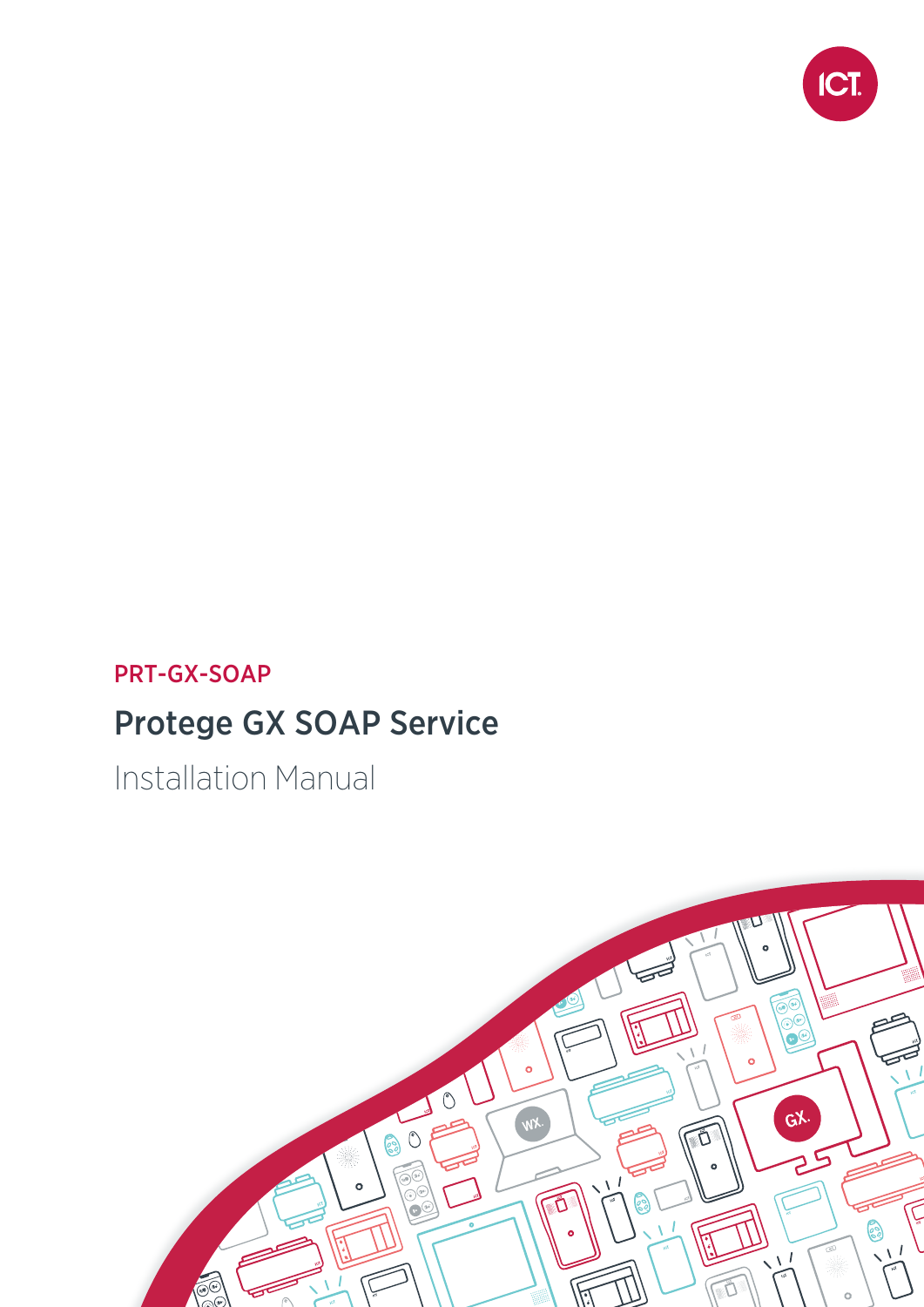PRT-GX-SOAP

# Protege GX SOAP Service

Installation Manual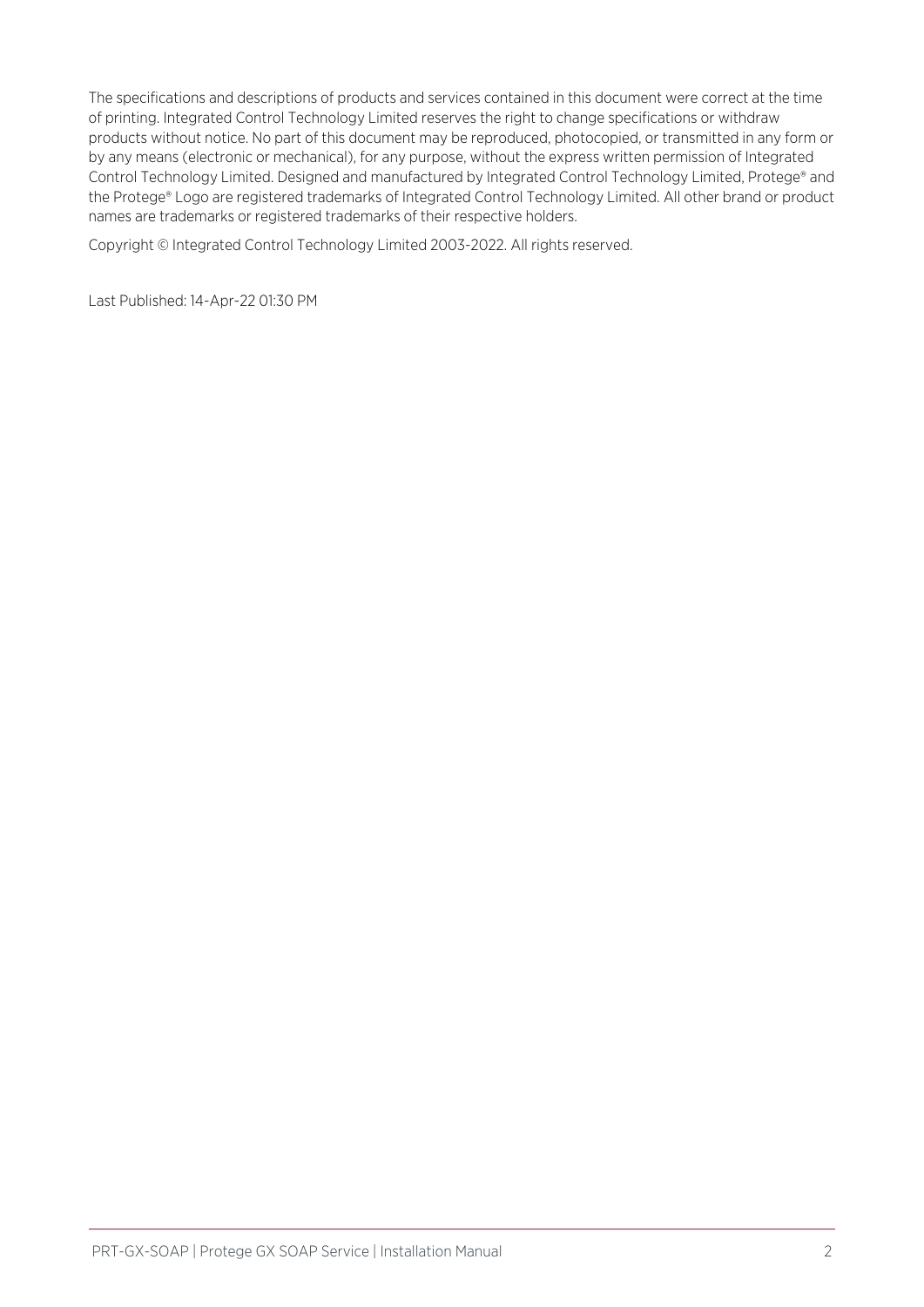The specifications and descriptions of products and services contained in this document were correct at the time of printing. Integrated Control Technology Limited reserves the right to change specifications or withdraw products without notice. No part of this document may be reproduced, photocopied, or transmitted in any form or by any means (electronic or mechanical), for any purpose, without the express written permission of Integrated Control Technology Limited. Designed and manufactured by Integrated Control Technology Limited, Protege® and the Protege® Logo are registered trademarks of Integrated Control Technology Limited. All other brand or product names are trademarks or registered trademarks of their respective holders.

Copyright © Integrated Control Technology Limited 2003-2022. All rights reserved.

Last Published: 14-Apr-22 01:30 PM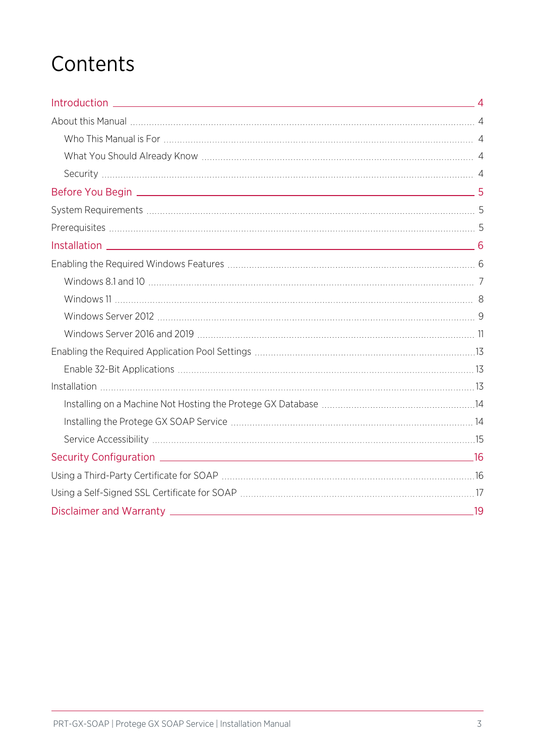# Contents

- **Introduction** ..... 4
  - About this Manual ..... 4
    - Who This Manual is For ..... 4
    - What You Should Already Know ..... 4
    - Security ..... 4
- **Before You Begin** ..... 5
  - System Requirements ..... 5
  - Prerequisites ..... 5
- **Installation** ..... 6
  - Enabling the Required Windows Features ..... 6
    - Windows 8.1 and 10 ..... 7
    - Windows 11 ..... 8
    - Windows Server 2012 ..... 9
    - Windows Server 2016 and 2019 ..... 11
  - Enabling the Required Application Pool Settings ..... 13
    - Enable 32-Bit Applications ..... 13
  - Installation ..... 13
    - Installing on a Machine Not Hosting the Protege GX Database ..... 14
    - Installing the Protege GX SOAP Service ..... 14
    - Service Accessibility ..... 15
- **Security Configuration** ..... 16
  - Using a Third-Party Certificate for SOAP ..... 16
  - Using a Self-Signed SSL Certificate for SOAP ..... 17
- **Disclaimer and Warranty** ..... 19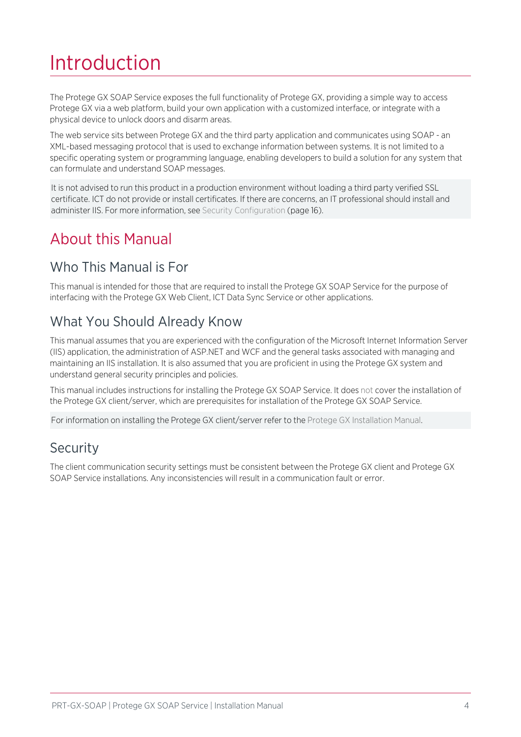# Introduction

The Protege GX SOAP Service exposes the full functionality of Protege GX, providing a simple way to access Protege GX via a web platform, build your own application with a customized interface, or integrate with a physical device to unlock doors and disarm areas.

The web service sits between Protege GX and the third party application and communicates using SOAP - an XML-based messaging protocol that is used to exchange information between systems. It is not limited to a specific operating system or programming language, enabling developers to build a solution for any system that can formulate and understand SOAP messages.

It is not advised to run this product in a production environment without loading a third party verified SSL certificate. ICT do not provide or install certificates. If there are concerns, an IT professional should install and administer IIS. For more information, see Security Configuration (page 16).

## About this Manual

### Who This Manual is For

This manual is intended for those that are required to install the Protege GX SOAP Service for the purpose of interfacing with the Protege GX Web Client, ICT Data Sync Service or other applications.

### What You Should Already Know

This manual assumes that you are experienced with the configuration of the Microsoft Internet Information Server (IIS) application, the administration of ASP.NET and WCF and the general tasks associated with managing and maintaining an IIS installation. It is also assumed that you are proficient in using the Protege GX system and understand general security principles and policies.

This manual includes instructions for installing the Protege GX SOAP Service. It does not cover the installation of the Protege GX client/server, which are prerequisites for installation of the Protege GX SOAP Service.

For information on installing the Protege GX client/server refer to the Protege GX Installation Manual.

### Security

The client communication security settings must be consistent between the Protege GX client and Protege GX SOAP Service installations. Any inconsistencies will result in a communication fault or error.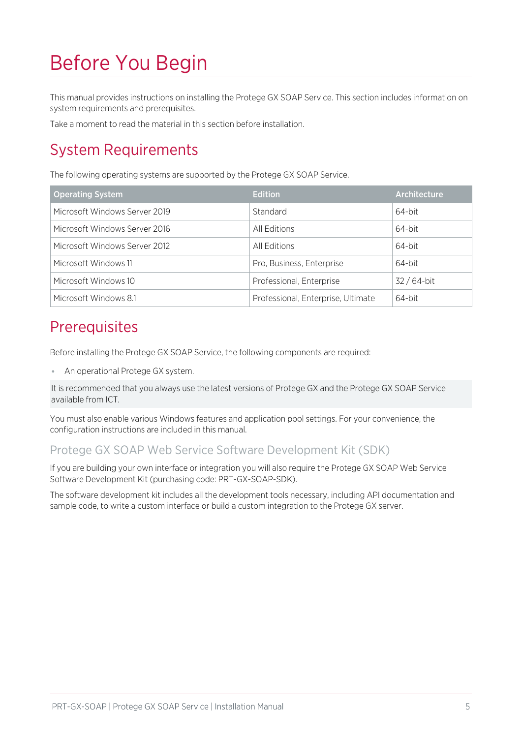# Before You Begin

This manual provides instructions on installing the Protege GX SOAP Service. This section includes information on system requirements and prerequisites.

Take a moment to read the material in this section before installation.

## System Requirements

The following operating systems are supported by the Protege GX SOAP Service.

| Operating System | Edition | Architecture |
|---|---|---|
| Microsoft Windows Server 2019 | Standard | 64-bit |
| Microsoft Windows Server 2016 | All Editions | 64-bit |
| Microsoft Windows Server 2012 | All Editions | 64-bit |
| Microsoft Windows 11 | Pro, Business, Enterprise | 64-bit |
| Microsoft Windows 10 | Professional, Enterprise | 32 / 64-bit |
| Microsoft Windows 8.1 | Professional, Enterprise, Ultimate | 64-bit |

## Prerequisites

Before installing the Protege GX SOAP Service, the following components are required:

- An operational Protege GX system.

It is recommended that you always use the latest versions of Protege GX and the Protege GX SOAP Service available from ICT.

You must also enable various Windows features and application pool settings. For your convenience, the configuration instructions are included in this manual.

### Protege GX SOAP Web Service Software Development Kit (SDK)

If you are building your own interface or integration you will also require the Protege GX SOAP Web Service Software Development Kit (purchasing code: PRT-GX-SOAP-SDK).

The software development kit includes all the development tools necessary, including API documentation and sample code, to write a custom interface or build a custom integration to the Protege GX server.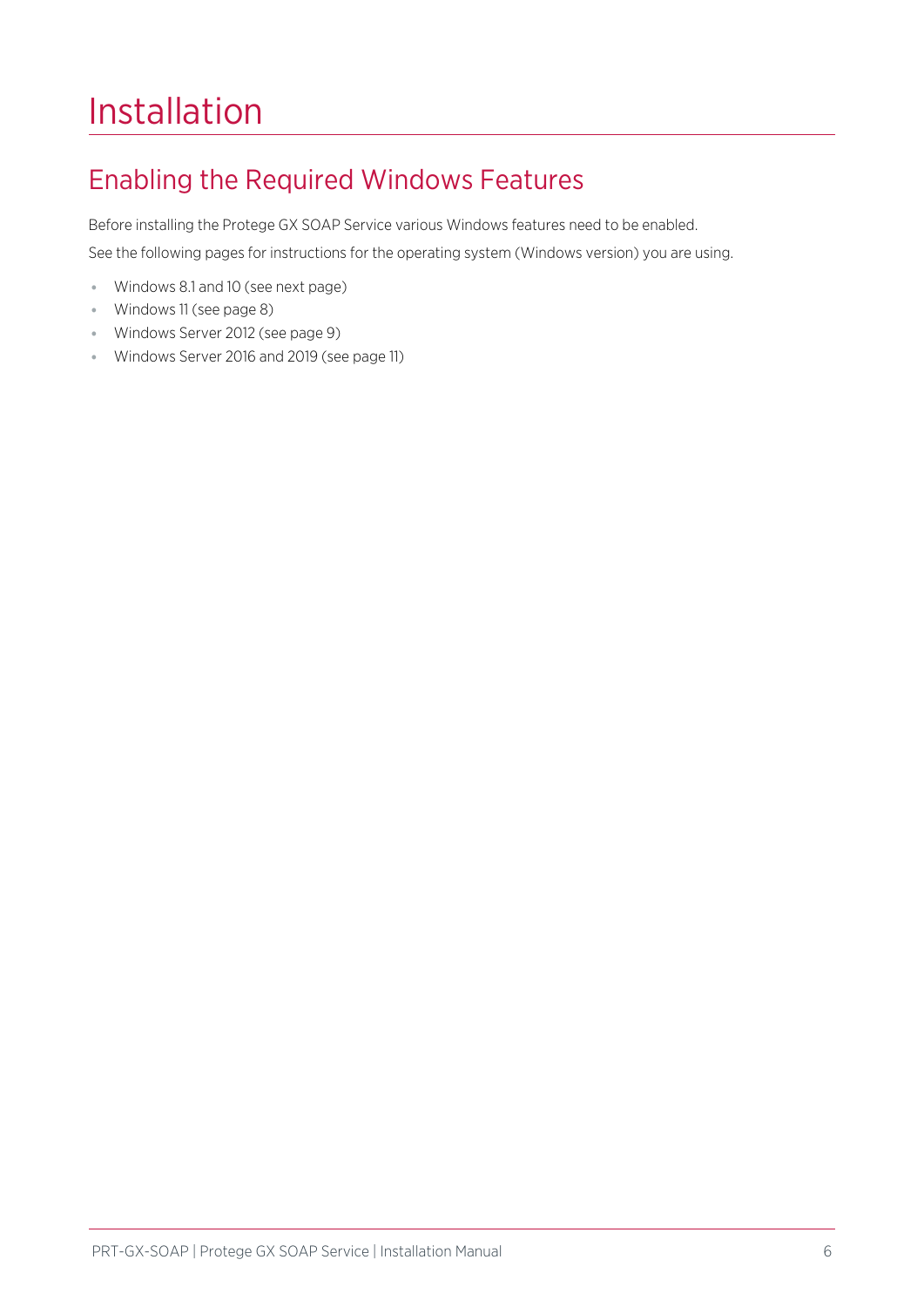# Installation

## Enabling the Required Windows Features

Before installing the Protege GX SOAP Service various Windows features need to be enabled.

See the following pages for instructions for the operating system (Windows version) you are using.

- Windows 8.1 and 10 (see next page)
- Windows 11 (see page 8)
- Windows Server 2012 (see page 9)
- Windows Server 2016 and 2019 (see page 11)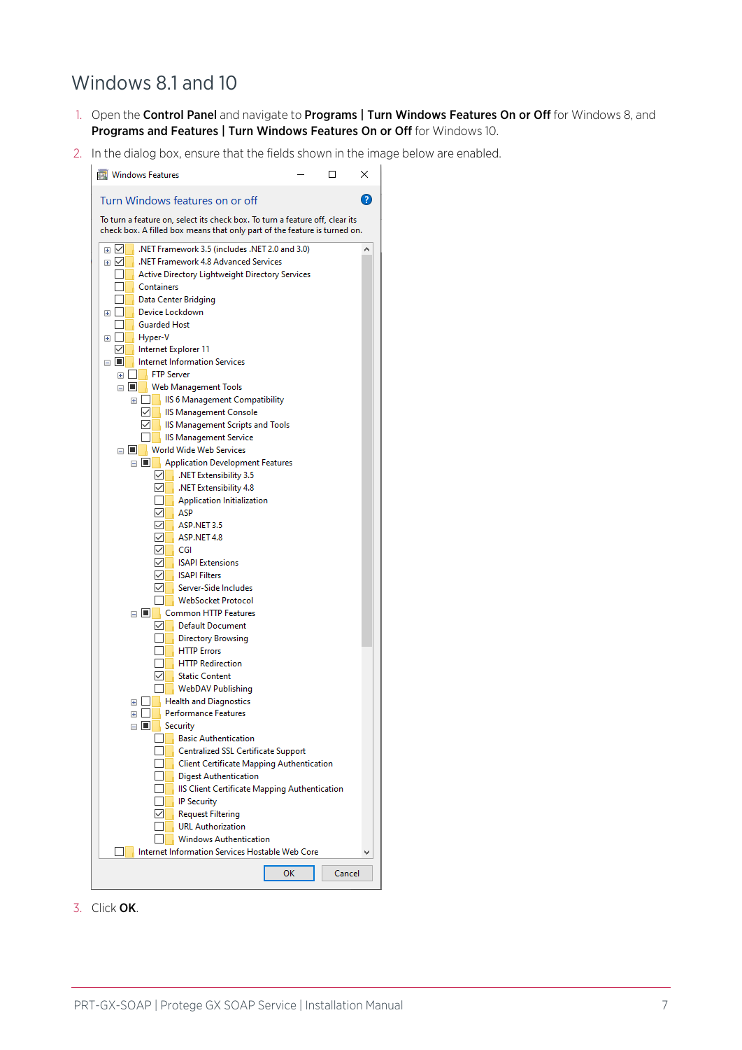# Windows 8.1 and 10

1. Open the **Control Panel** and navigate to **Programs | Turn Windows Features On or Off** for Windows 8, and **Programs and Features | Turn Windows Features On or Off** for Windows 10.
2. In the dialog box, ensure that the fields shown in the image below are enabled.
3. Click **OK**.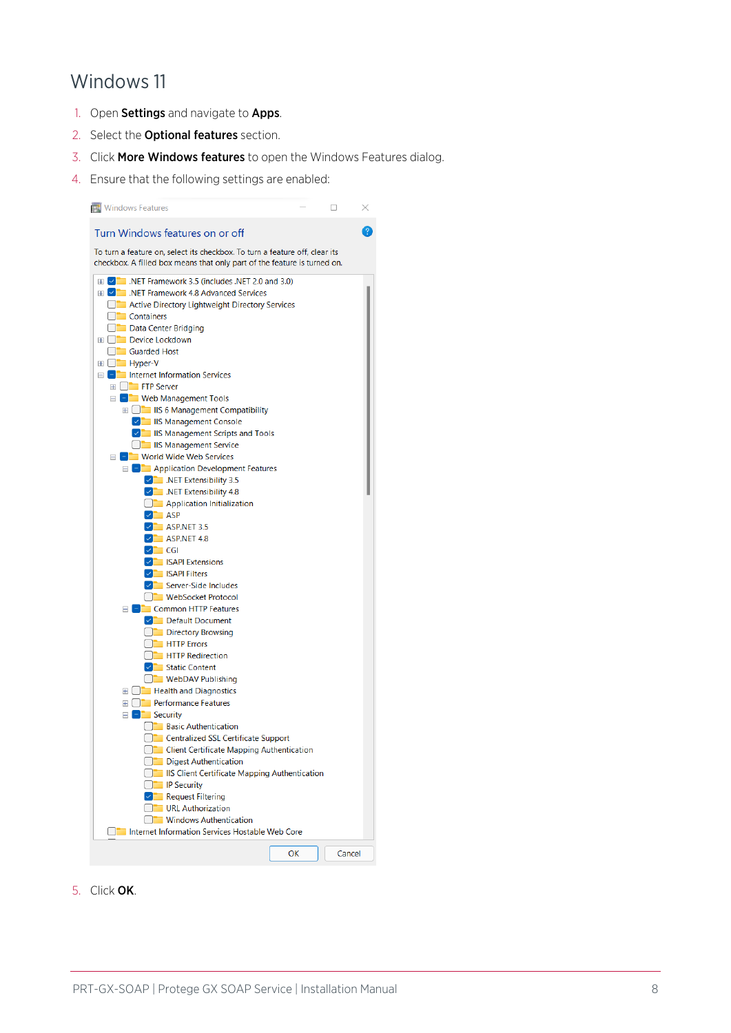## Windows 11

1. Open **Settings** and navigate to **Apps**.
2. Select the **Optional features** section.
3. Click **More Windows features** to open the Windows Features dialog.
4. Ensure that the following settings are enabled:

**Windows Features**

**Turn Windows features on or off**

To turn a feature on, select its checkbox. To turn a feature off, clear its checkbox. A filled box means that only part of the feature is turned on.

- [x] .NET Framework 3.5 (includes .NET 2.0 and 3.0)
- [x] .NET Framework 4.8 Advanced Services
- [ ] Active Directory Lightweight Directory Services
- [ ] Containers
- [ ] Data Center Bridging
- [ ] Device Lockdown
- [ ] Guarded Host
- [ ] Hyper-V
- [■] Internet Information Services
  - [ ] FTP Server
  - [■] Web Management Tools
    - [ ] IIS 6 Management Compatibility
    - [x] IIS Management Console
    - [x] IIS Management Scripts and Tools
    - [ ] IIS Management Service
  - [■] World Wide Web Services
    - [■] Application Development Features
      - [x] .NET Extensibility 3.5
      - [x] .NET Extensibility 4.8
      - [ ] Application Initialization
      - [x] ASP
      - [x] ASP.NET 3.5
      - [x] ASP.NET 4.8
      - [x] CGI
      - [x] ISAPI Extensions
      - [x] ISAPI Filters
      - [x] Server-Side Includes
      - [ ] WebSocket Protocol
    - [■] Common HTTP Features
      - [x] Default Document
      - [ ] Directory Browsing
      - [ ] HTTP Errors
      - [ ] HTTP Redirection
      - [x] Static Content
      - [ ] WebDAV Publishing
    - [ ] Health and Diagnostics
    - [ ] Performance Features
    - [■] Security
      - [ ] Basic Authentication
      - [ ] Centralized SSL Certificate Support
      - [ ] Client Certificate Mapping Authentication
      - [ ] Digest Authentication
      - [ ] IIS Client Certificate Mapping Authentication
      - [ ] IP Security
      - [x] Request Filtering
      - [ ] URL Authorization
      - [ ] Windows Authentication
- [ ] Internet Information Services Hostable Web Core

OK | Cancel

5. Click **OK**.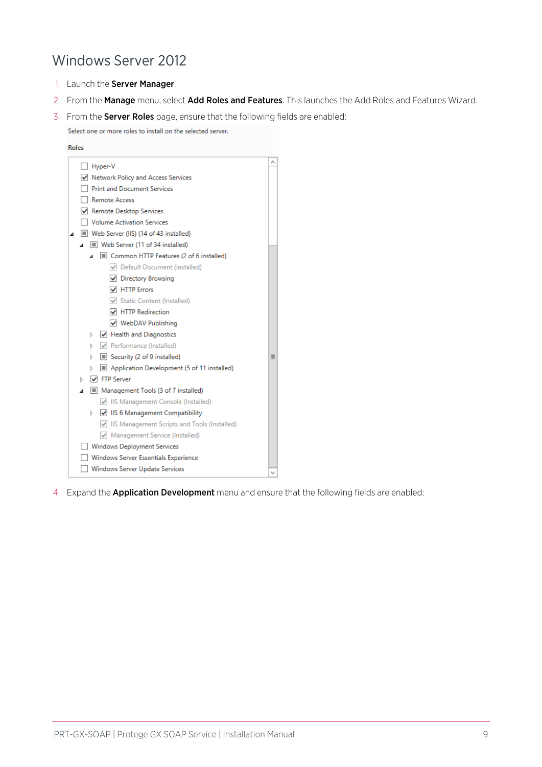## Windows Server 2012

1. Launch the **Server Manager**.
2. From the **Manage** menu, select **Add Roles and Features**. This launches the Add Roles and Features Wizard.
3. From the **Server Roles** page, ensure that the following fields are enabled:

Select one or more roles to install on the selected server.

**Roles**

- [ ] Hyper-V
- [x] Network Policy and Access Services
- [ ] Print and Document Services
- [ ] Remote Access
- [x] Remote Desktop Services
- [ ] Volume Activation Services
- [■] Web Server (IIS) (14 of 43 installed)
  - [■] Web Server (11 of 34 installed)
    - [■] Common HTTP Features (2 of 6 installed)
      - [x] Default Document (Installed)
      - [x] Directory Browsing
      - [x] HTTP Errors
      - [x] Static Content (Installed)
      - [x] HTTP Redirection
      - [x] WebDAV Publishing
    - [x] Health and Diagnostics
    - [x] Performance (Installed)
    - [■] Security (2 of 9 installed)
    - [■] Application Development (5 of 11 installed)
  - [x] FTP Server
  - [■] Management Tools (3 of 7 installed)
    - [x] IIS Management Console (Installed)
    - [x] IIS 6 Management Compatibility
    - [x] IIS Management Scripts and Tools (Installed)
    - [x] Management Service (Installed)
- [ ] Windows Deployment Services
- [ ] Windows Server Essentials Experience
- [ ] Windows Server Update Services

4. Expand the **Application Development** menu and ensure that the following fields are enabled: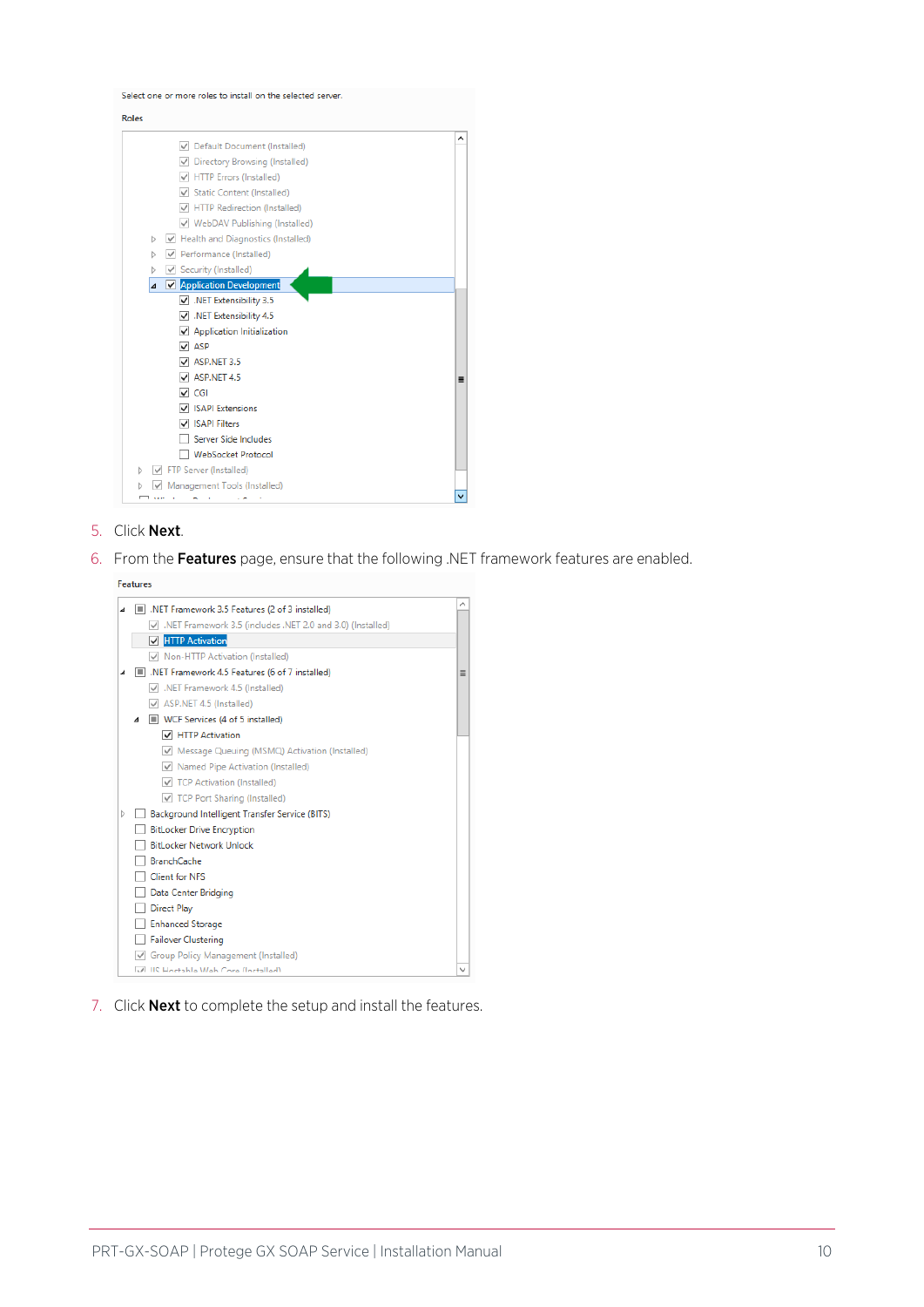Select one or more roles to install on the selected server.

Roles

- Default Document (Installed)
- Directory Browsing (Installed)
- HTTP Errors (Installed)
- Static Content (Installed)
- HTTP Redirection (Installed)
- WebDAV Publishing (Installed)
- Health and Diagnostics (Installed)
- Performance (Installed)
- Security (Installed)
- Application Development
  - .NET Extensibility 3.5
  - .NET Extensibility 4.5
  - Application Initialization
  - ASP
  - ASP.NET 3.5
  - ASP.NET 4.5
  - CGI
  - ISAPI Extensions
  - ISAPI Filters
  - Server Side Includes
  - WebSocket Protocol
- FTP Server (Installed)
- Management Tools (Installed)

5. Click **Next**.
6. From the **Features** page, ensure that the following .NET framework features are enabled.

Features

- .NET Framework 3.5 Features (2 of 3 installed)
  - .NET Framework 3.5 (includes .NET 2.0 and 3.0) (Installed)
  - HTTP Activation
  - Non-HTTP Activation (Installed)
- .NET Framework 4.5 Features (6 of 7 installed)
  - .NET Framework 4.5 (Installed)
  - ASP.NET 4.5 (Installed)
  - WCF Services (4 of 5 installed)
    - HTTP Activation
    - Message Queuing (MSMQ) Activation (Installed)
    - Named Pipe Activation (Installed)
    - TCP Activation (Installed)
    - TCP Port Sharing (Installed)
- Background Intelligent Transfer Service (BITS)
- BitLocker Drive Encryption
- BitLocker Network Unlock
- BranchCache
- Client for NFS
- Data Center Bridging
- Direct Play
- Enhanced Storage
- Failover Clustering
- Group Policy Management (Installed)
- IIS Hostable Web Core (Installed)

7. Click **Next** to complete the setup and install the features.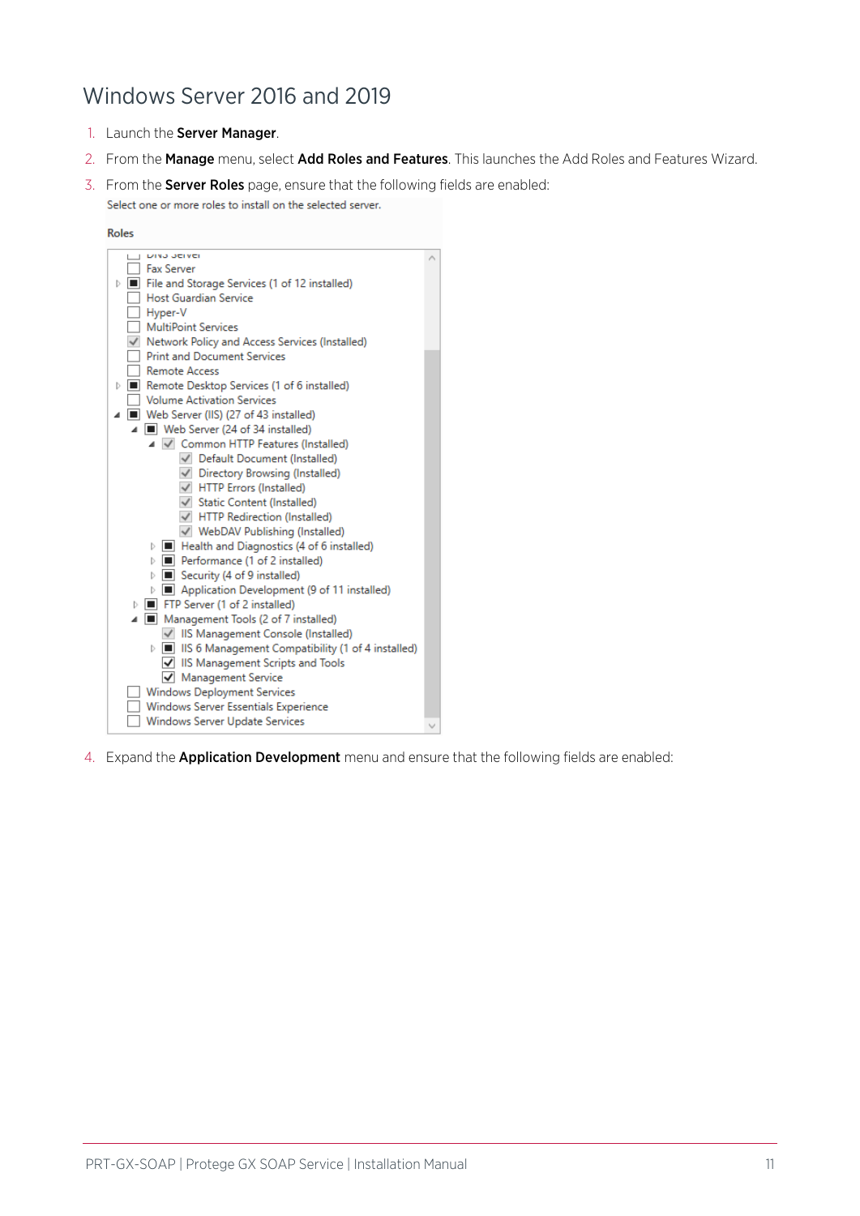# Windows Server 2016 and 2019

1. Launch the **Server Manager**.
2. From the **Manage** menu, select **Add Roles and Features**. This launches the Add Roles and Features Wizard.
3. From the **Server Roles** page, ensure that the following fields are enabled:

   Select one or more roles to install on the selected server.

   **Roles**

   - DNS Server
   - Fax Server
   - File and Storage Services (1 of 12 installed)
   - Host Guardian Service
   - Hyper-V
   - MultiPoint Services
   - Network Policy and Access Services (Installed)
   - Print and Document Services
   - Remote Access
   - Remote Desktop Services (1 of 6 installed)
   - Volume Activation Services
   - Web Server (IIS) (27 of 43 installed)
     - Web Server (24 of 34 installed)
       - Common HTTP Features (Installed)
         - Default Document (Installed)
         - Directory Browsing (Installed)
         - HTTP Errors (Installed)
         - Static Content (Installed)
         - HTTP Redirection (Installed)
         - WebDAV Publishing (Installed)
       - Health and Diagnostics (4 of 6 installed)
       - Performance (1 of 2 installed)
       - Security (4 of 9 installed)
       - Application Development (9 of 11 installed)
     - FTP Server (1 of 2 installed)
     - Management Tools (2 of 7 installed)
       - IIS Management Console (Installed)
       - IIS 6 Management Compatibility (1 of 4 installed)
       - IIS Management Scripts and Tools
       - Management Service
   - Windows Deployment Services
   - Windows Server Essentials Experience
   - Windows Server Update Services

4. Expand the **Application Development** menu and ensure that the following fields are enabled: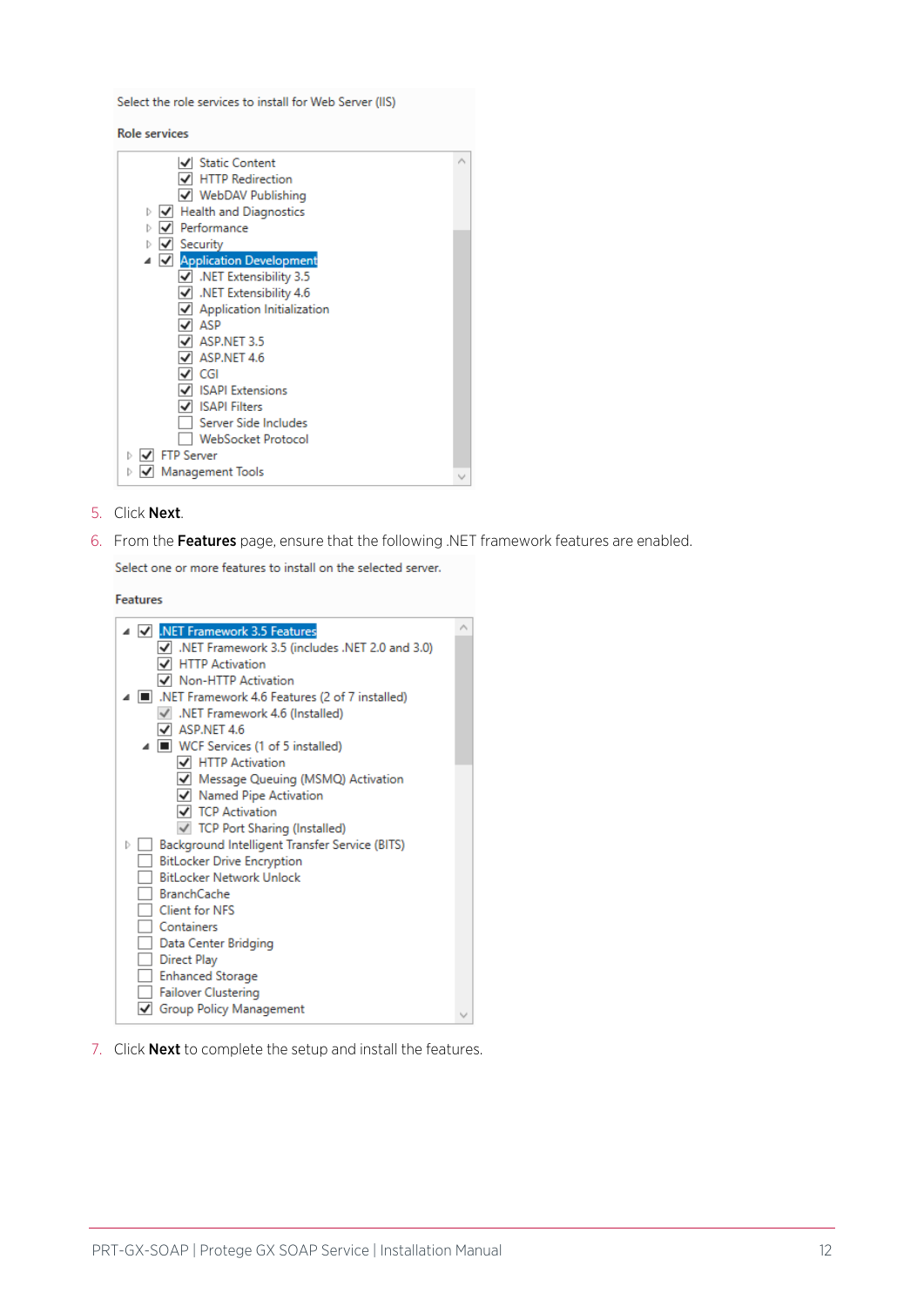Select the role services to install for Web Server (IIS)

**Role services**

- [x] Static Content
- [x] HTTP Redirection
- [x] WebDAV Publishing
- [x] Health and Diagnostics
- [x] Performance
- [x] Security
- [x] Application Development
  - [x] .NET Extensibility 3.5
  - [x] .NET Extensibility 4.6
  - [x] Application Initialization
  - [x] ASP
  - [x] ASP.NET 3.5
  - [x] ASP.NET 4.6
  - [x] CGI
  - [x] ISAPI Extensions
  - [x] ISAPI Filters
  - [ ] Server Side Includes
  - [ ] WebSocket Protocol
- [x] FTP Server
- [x] Management Tools

5. Click **Next**.
6. From the **Features** page, ensure that the following .NET framework features are enabled.

Select one or more features to install on the selected server.

**Features**

- [x] .NET Framework 3.5 Features
  - [x] .NET Framework 3.5 (includes .NET 2.0 and 3.0)
  - [x] HTTP Activation
  - [x] Non-HTTP Activation
- [ ] .NET Framework 4.6 Features (2 of 7 installed)
  - [x] .NET Framework 4.6 (Installed)
  - [x] ASP.NET 4.6
  - [ ] WCF Services (1 of 5 installed)
    - [x] HTTP Activation
    - [x] Message Queuing (MSMQ) Activation
    - [x] Named Pipe Activation
    - [x] TCP Activation
    - [x] TCP Port Sharing (Installed)
- [ ] Background Intelligent Transfer Service (BITS)
- [ ] BitLocker Drive Encryption
- [ ] BitLocker Network Unlock
- [ ] BranchCache
- [ ] Client for NFS
- [ ] Containers
- [ ] Data Center Bridging
- [ ] Direct Play
- [ ] Enhanced Storage
- [ ] Failover Clustering
- [x] Group Policy Management

7. Click **Next** to complete the setup and install the features.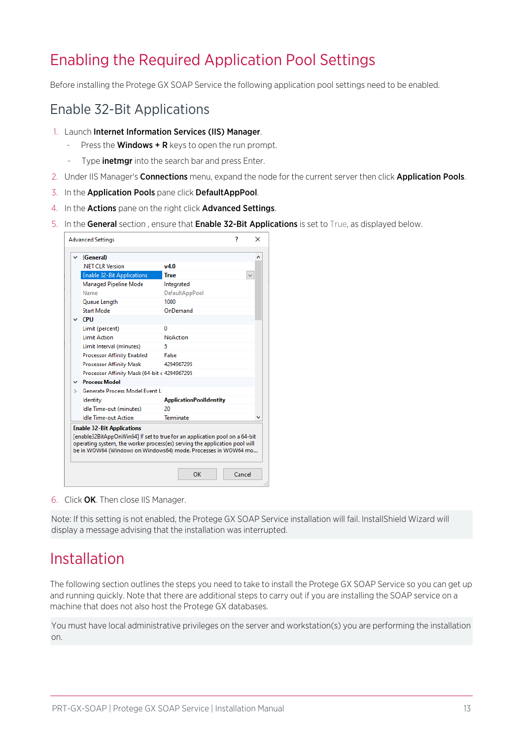# Enabling the Required Application Pool Settings

Before installing the Protege GX SOAP Service the following application pool settings need to be enabled.

## Enable 32-Bit Applications

1. Launch **Internet Information Services (IIS) Manager**.
   - Press the **Windows + R** keys to open the run prompt.
   - Type **inetmgr** into the search bar and press Enter.
2. Under IIS Manager's **Connections** menu, expand the node for the current server then click **Application Pools**.
3. In the **Application Pools** pane click **DefaultAppPool**.
4. In the **Actions** pane on the right click **Advanced Settings**.
5. In the **General** section , ensure that **Enable 32-Bit Applications** is set to True, as displayed below.
6. Click **OK**. Then close IIS Manager.

Note: If this setting is not enabled, the Protege GX SOAP Service installation will fail. InstallShield Wizard will display a message advising that the installation was interrupted.

# Installation

The following section outlines the steps you need to take to install the Protege GX SOAP Service so you can get up and running quickly. Note that there are additional steps to carry out if you are installing the SOAP service on a machine that does not also host the Protege GX databases.

You must have local administrative privileges on the server and workstation(s) you are performing the installation on.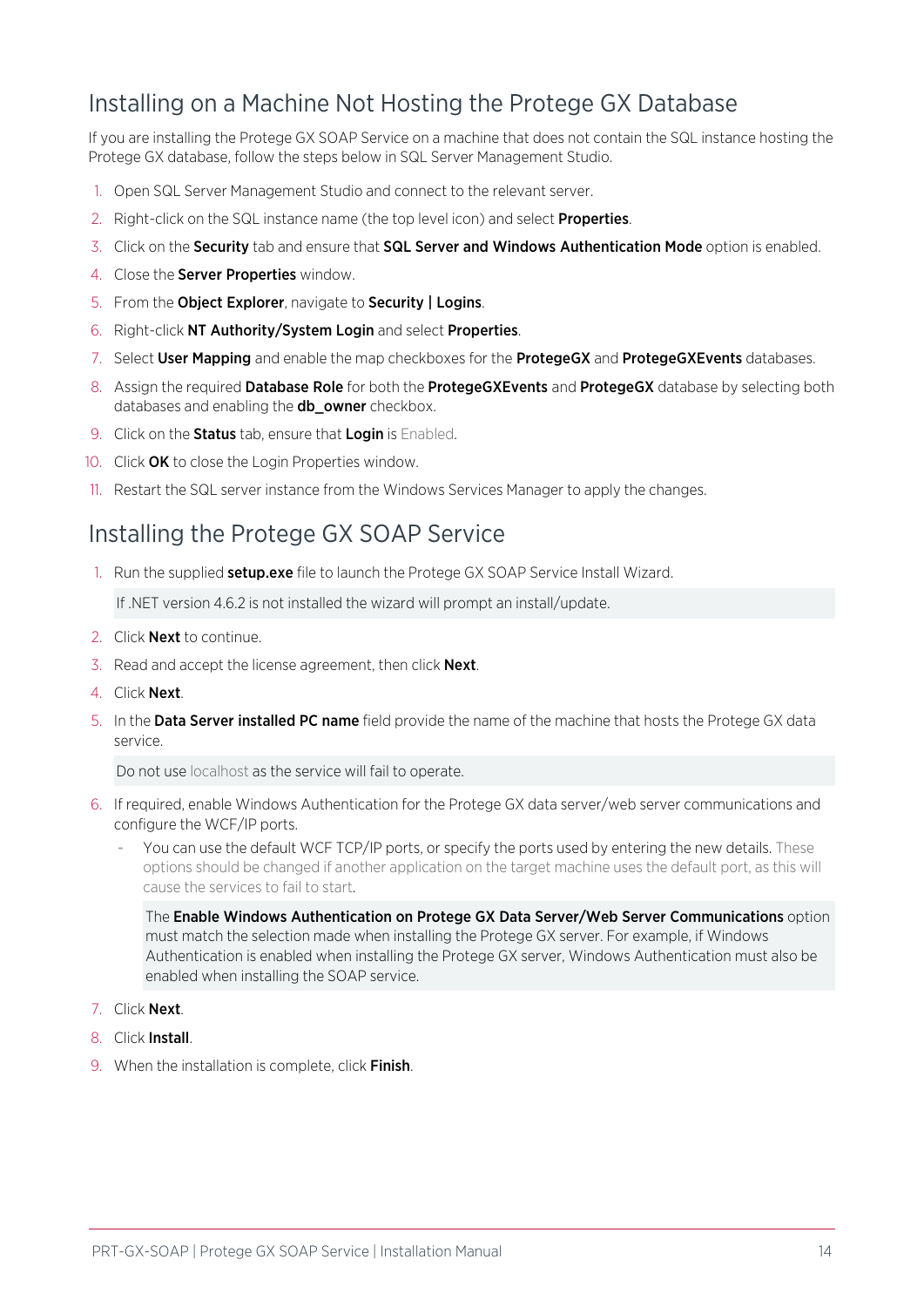## Installing on a Machine Not Hosting the Protege GX Database

If you are installing the Protege GX SOAP Service on a machine that does not contain the SQL instance hosting the Protege GX database, follow the steps below in SQL Server Management Studio.

1. Open SQL Server Management Studio and connect to the relevant server.
2. Right-click on the SQL instance name (the top level icon) and select **Properties**.
3. Click on the **Security** tab and ensure that **SQL Server and Windows Authentication Mode** option is enabled.
4. Close the **Server Properties** window.
5. From the **Object Explorer**, navigate to **Security | Logins**.
6. Right-click **NT Authority/System Login** and select **Properties**.
7. Select **User Mapping** and enable the map checkboxes for the **ProtegeGX** and **ProtegeGXEvents** databases.
8. Assign the required **Database Role** for both the **ProtegeGXEvents** and **ProtegeGX** database by selecting both databases and enabling the **db_owner** checkbox.
9. Click on the **Status** tab, ensure that **Login** is Enabled.
10. Click **OK** to close the Login Properties window.
11. Restart the SQL server instance from the Windows Services Manager to apply the changes.

## Installing the Protege GX SOAP Service

1. Run the supplied **setup.exe** file to launch the Protege GX SOAP Service Install Wizard.

   If .NET version 4.6.2 is not installed the wizard will prompt an install/update.

2. Click **Next** to continue.
3. Read and accept the license agreement, then click **Next**.
4. Click **Next**.
5. In the **Data Server installed PC name** field provide the name of the machine that hosts the Protege GX data service.

   Do not use localhost as the service will fail to operate.

6. If required, enable Windows Authentication for the Protege GX data server/web server communications and configure the WCF/IP ports.
   - You can use the default WCF TCP/IP ports, or specify the ports used by entering the new details. These options should be changed if another application on the target machine uses the default port, as this will cause the services to fail to start.

     The **Enable Windows Authentication on Protege GX Data Server/Web Server Communications** option must match the selection made when installing the Protege GX server. For example, if Windows Authentication is enabled when installing the Protege GX server, Windows Authentication must also be enabled when installing the SOAP service.

7. Click **Next**.
8. Click **Install**.
9. When the installation is complete, click **Finish**.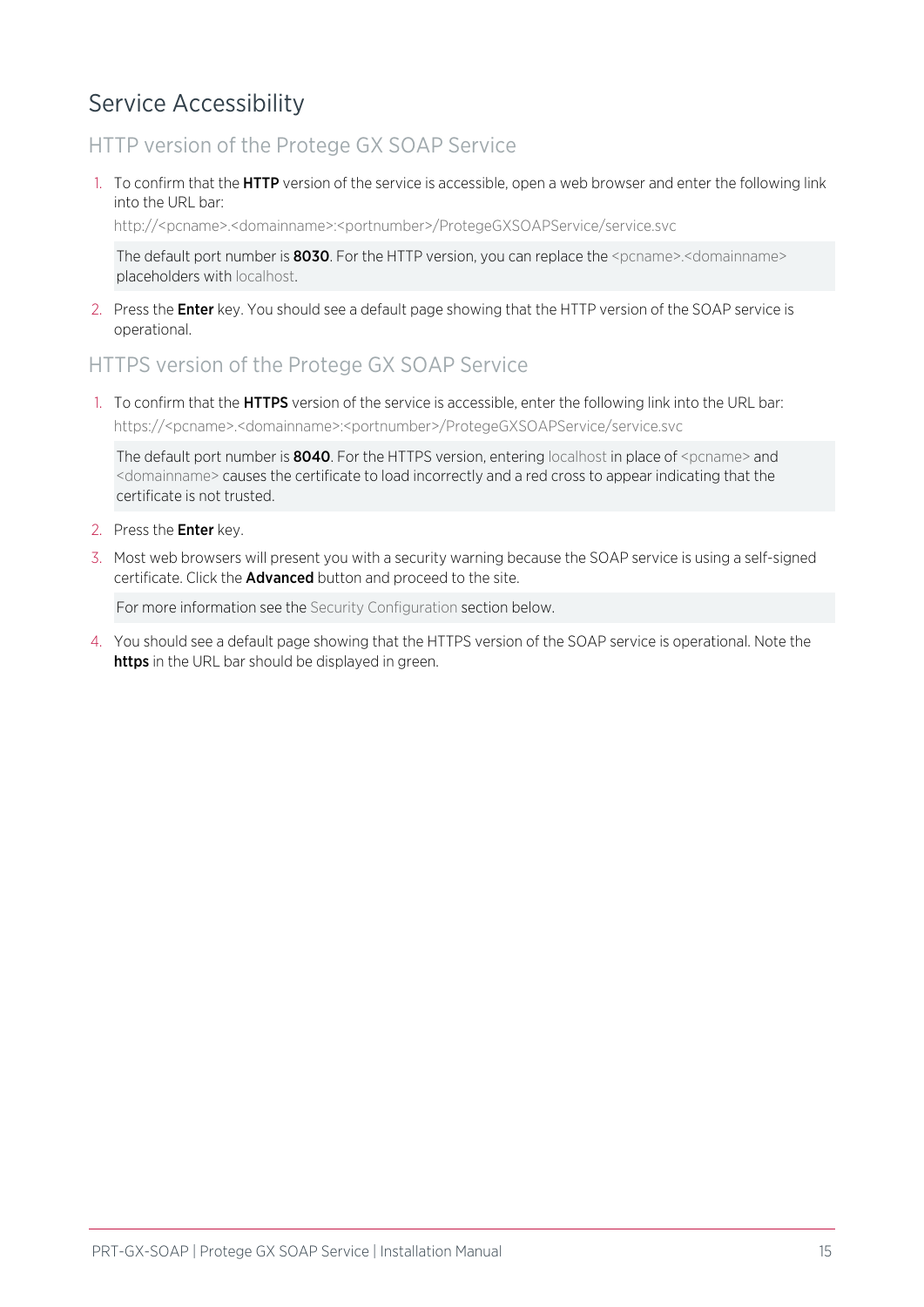## Service Accessibility

### HTTP version of the Protege GX SOAP Service

1. To confirm that the **HTTP** version of the service is accessible, open a web browser and enter the following link into the URL bar:

   http://<pcname>.<domainname>:<portnumber>/ProtegeGXSOAPService/service.svc

   > The default port number is **8030**. For the HTTP version, you can replace the <pcname>.<domainname> placeholders with localhost.

2. Press the **Enter** key. You should see a default page showing that the HTTP version of the SOAP service is operational.

### HTTPS version of the Protege GX SOAP Service

1. To confirm that the **HTTPS** version of the service is accessible, enter the following link into the URL bar:

   https://<pcname>.<domainname>:<portnumber>/ProtegeGXSOAPService/service.svc

   > The default port number is **8040**. For the HTTPS version, entering localhost in place of <pcname> and <domainname> causes the certificate to load incorrectly and a red cross to appear indicating that the certificate is not trusted.

2. Press the **Enter** key.
3. Most web browsers will present you with a security warning because the SOAP service is using a self-signed certificate. Click the **Advanced** button and proceed to the site.

   > For more information see the Security Configuration section below.

4. You should see a default page showing that the HTTPS version of the SOAP service is operational. Note the **https** in the URL bar should be displayed in green.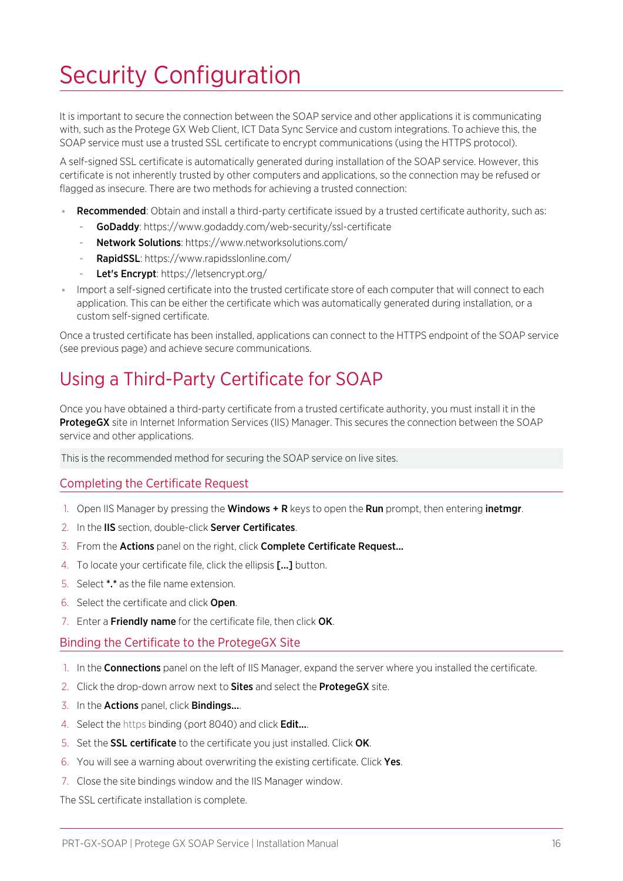# Security Configuration

It is important to secure the connection between the SOAP service and other applications it is communicating with, such as the Protege GX Web Client, ICT Data Sync Service and custom integrations. To achieve this, the SOAP service must use a trusted SSL certificate to encrypt communications (using the HTTPS protocol).

A self-signed SSL certificate is automatically generated during installation of the SOAP service. However, this certificate is not inherently trusted by other computers and applications, so the connection may be refused or flagged as insecure. There are two methods for achieving a trusted connection:

- **Recommended**: Obtain and install a third-party certificate issued by a trusted certificate authority, such as:
  - **GoDaddy**: https://www.godaddy.com/web-security/ssl-certificate
  - **Network Solutions**: https://www.networksolutions.com/
  - **RapidSSL**: https://www.rapidsslonline.com/
  - **Let's Encrypt**: https://letsencrypt.org/
- Import a self-signed certificate into the trusted certificate store of each computer that will connect to each application. This can be either the certificate which was automatically generated during installation, or a custom self-signed certificate.

Once a trusted certificate has been installed, applications can connect to the HTTPS endpoint of the SOAP service (see previous page) and achieve secure communications.

## Using a Third-Party Certificate for SOAP

Once you have obtained a third-party certificate from a trusted certificate authority, you must install it in the **ProtegeGX** site in Internet Information Services (IIS) Manager. This secures the connection between the SOAP service and other applications.

This is the recommended method for securing the SOAP service on live sites.

### Completing the Certificate Request

1. Open IIS Manager by pressing the **Windows + R** keys to open the **Run** prompt, then entering **inetmgr**.
2. In the **IIS** section, double-click **Server Certificates**.
3. From the **Actions** panel on the right, click **Complete Certificate Request...**
4. To locate your certificate file, click the ellipsis **[...]** button.
5. Select ***.*** as the file name extension.
6. Select the certificate and click **Open**.
7. Enter a **Friendly name** for the certificate file, then click **OK**.

### Binding the Certificate to the ProtegeGX Site

1. In the **Connections** panel on the left of IIS Manager, expand the server where you installed the certificate.
2. Click the drop-down arrow next to **Sites** and select the **ProtegeGX** site.
3. In the **Actions** panel, click **Bindings...**.
4. Select the https binding (port 8040) and click **Edit...**.
5. Set the **SSL certificate** to the certificate you just installed. Click **OK**.
6. You will see a warning about overwriting the existing certificate. Click **Yes**.
7. Close the site bindings window and the IIS Manager window.

The SSL certificate installation is complete.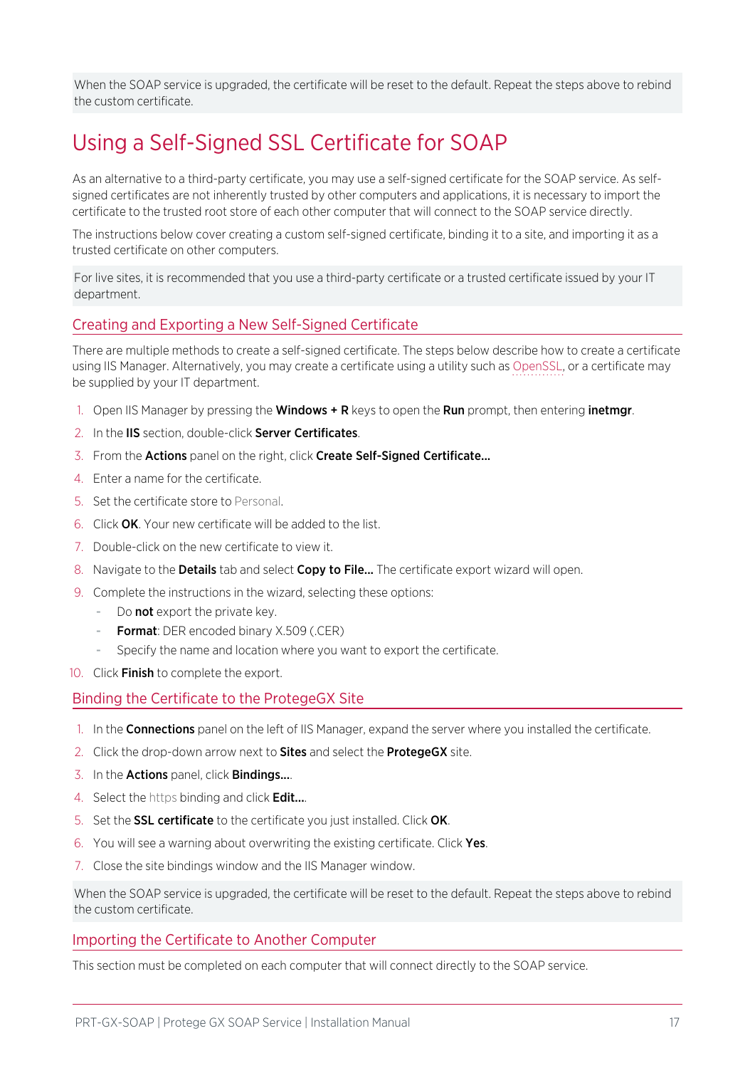When the SOAP service is upgraded, the certificate will be reset to the default. Repeat the steps above to rebind the custom certificate.

# Using a Self-Signed SSL Certificate for SOAP

As an alternative to a third-party certificate, you may use a self-signed certificate for the SOAP service. As self-signed certificates are not inherently trusted by other computers and applications, it is necessary to import the certificate to the trusted root store of each other computer that will connect to the SOAP service directly.

The instructions below cover creating a custom self-signed certificate, binding it to a site, and importing it as a trusted certificate on other computers.

For live sites, it is recommended that you use a third-party certificate or a trusted certificate issued by your IT department.

## Creating and Exporting a New Self-Signed Certificate

There are multiple methods to create a self-signed certificate. The steps below describe how to create a certificate using IIS Manager. Alternatively, you may create a certificate using a utility such as OpenSSL, or a certificate may be supplied by your IT department.

1. Open IIS Manager by pressing the **Windows + R** keys to open the **Run** prompt, then entering **inetmgr**.
2. In the **IIS** section, double-click **Server Certificates**.
3. From the **Actions** panel on the right, click **Create Self-Signed Certificate...**
4. Enter a name for the certificate.
5. Set the certificate store to Personal.
6. Click **OK**. Your new certificate will be added to the list.
7. Double-click on the new certificate to view it.
8. Navigate to the **Details** tab and select **Copy to File...** The certificate export wizard will open.
9. Complete the instructions in the wizard, selecting these options:
   - Do **not** export the private key.
   - **Format**: DER encoded binary X.509 (.CER)
   - Specify the name and location where you want to export the certificate.
10. Click **Finish** to complete the export.

## Binding the Certificate to the ProtegeGX Site

1. In the **Connections** panel on the left of IIS Manager, expand the server where you installed the certificate.
2. Click the drop-down arrow next to **Sites** and select the **ProtegeGX** site.
3. In the **Actions** panel, click **Bindings...**.
4. Select the https binding and click **Edit...**.
5. Set the **SSL certificate** to the certificate you just installed. Click **OK**.
6. You will see a warning about overwriting the existing certificate. Click **Yes**.
7. Close the site bindings window and the IIS Manager window.

When the SOAP service is upgraded, the certificate will be reset to the default. Repeat the steps above to rebind the custom certificate.

## Importing the Certificate to Another Computer

This section must be completed on each computer that will connect directly to the SOAP service.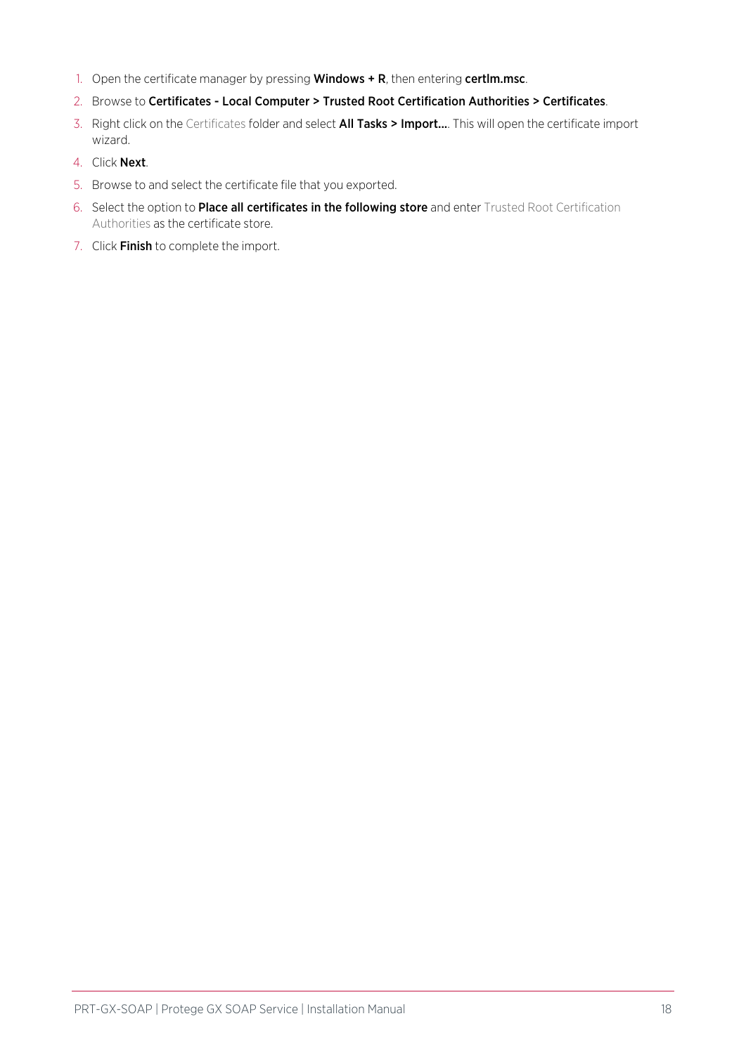1. Open the certificate manager by pressing **Windows + R**, then entering **certlm.msc**.
2. Browse to **Certificates - Local Computer > Trusted Root Certification Authorities > Certificates**.
3. Right click on the Certificates folder and select **All Tasks > Import...**. This will open the certificate import wizard.
4. Click **Next**.
5. Browse to and select the certificate file that you exported.
6. Select the option to **Place all certificates in the following store** and enter Trusted Root Certification Authorities as the certificate store.
7. Click **Finish** to complete the import.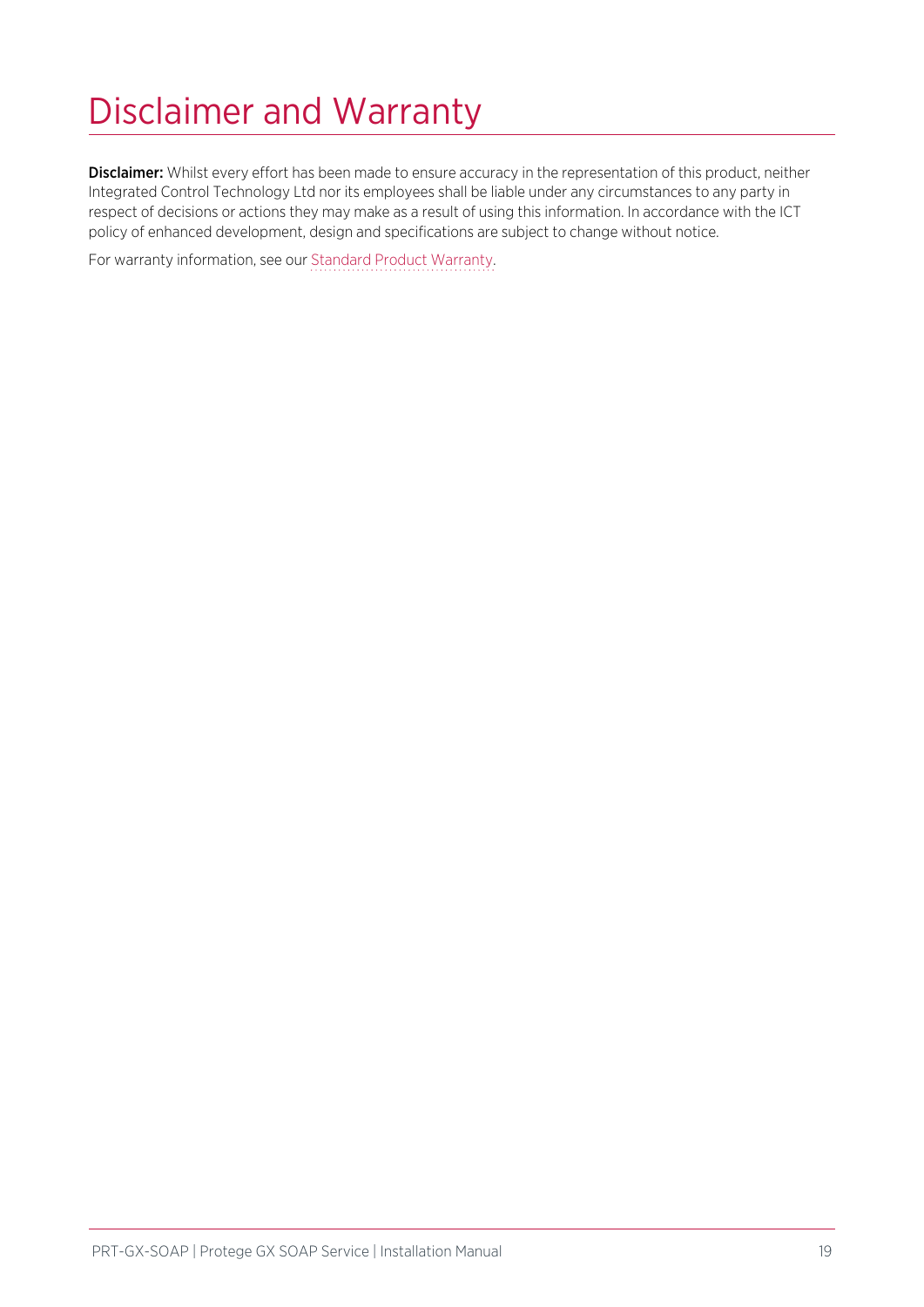# Disclaimer and Warranty

**Disclaimer:** Whilst every effort has been made to ensure accuracy in the representation of this product, neither Integrated Control Technology Ltd nor its employees shall be liable under any circumstances to any party in respect of decisions or actions they may make as a result of using this information. In accordance with the ICT policy of enhanced development, design and specifications are subject to change without notice.

For warranty information, see our Standard Product Warranty.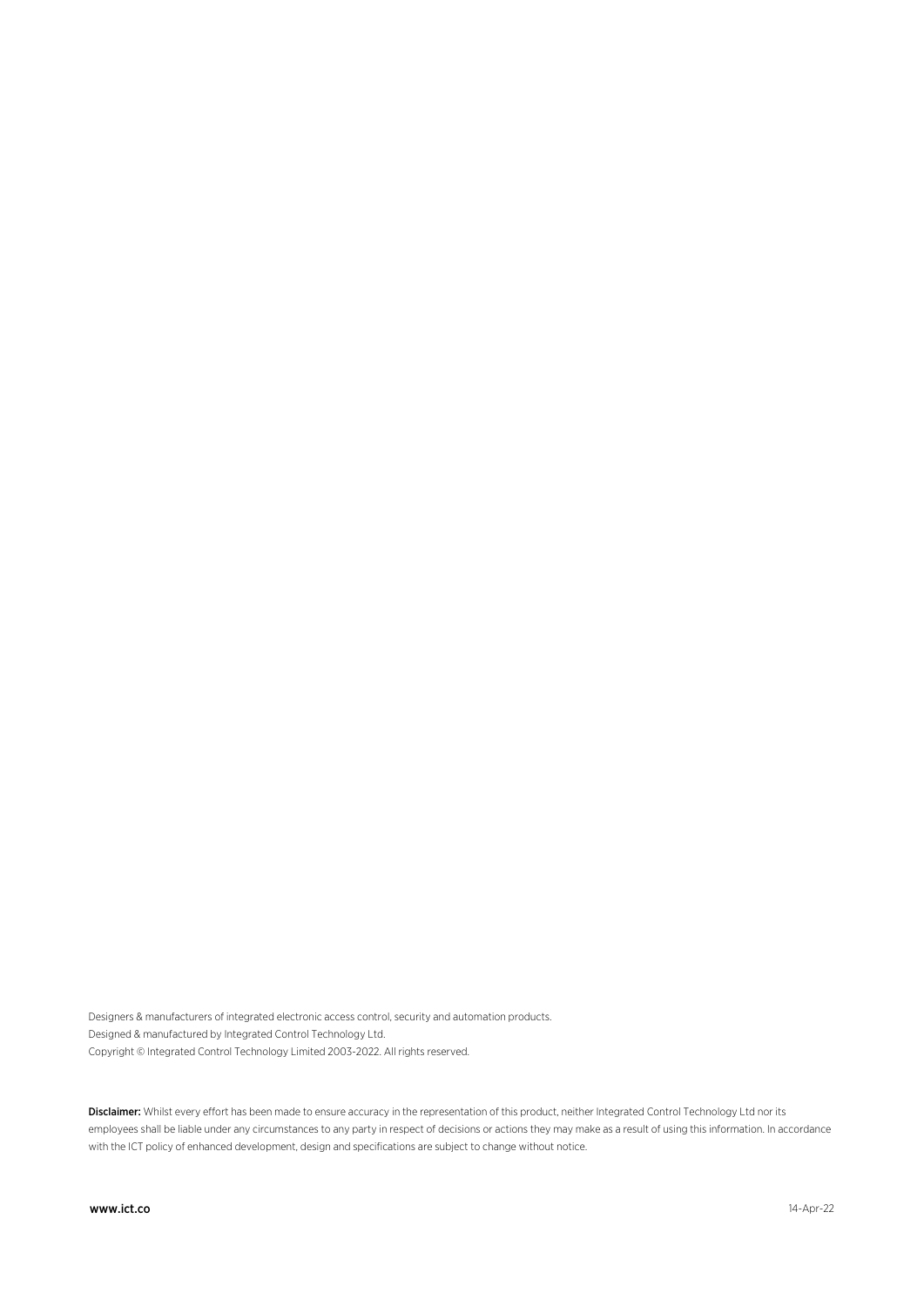Designers & manufacturers of integrated electronic access control, security and automation products.
Designed & manufactured by Integrated Control Technology Ltd.
Copyright © Integrated Control Technology Limited 2003-2022. All rights reserved.

**Disclaimer:** Whilst every effort has been made to ensure accuracy in the representation of this product, neither Integrated Control Technology Ltd nor its employees shall be liable under any circumstances to any party in respect of decisions or actions they may make as a result of using this information. In accordance with the ICT policy of enhanced development, design and specifications are subject to change without notice.

**www.ict.co** 14-Apr-22